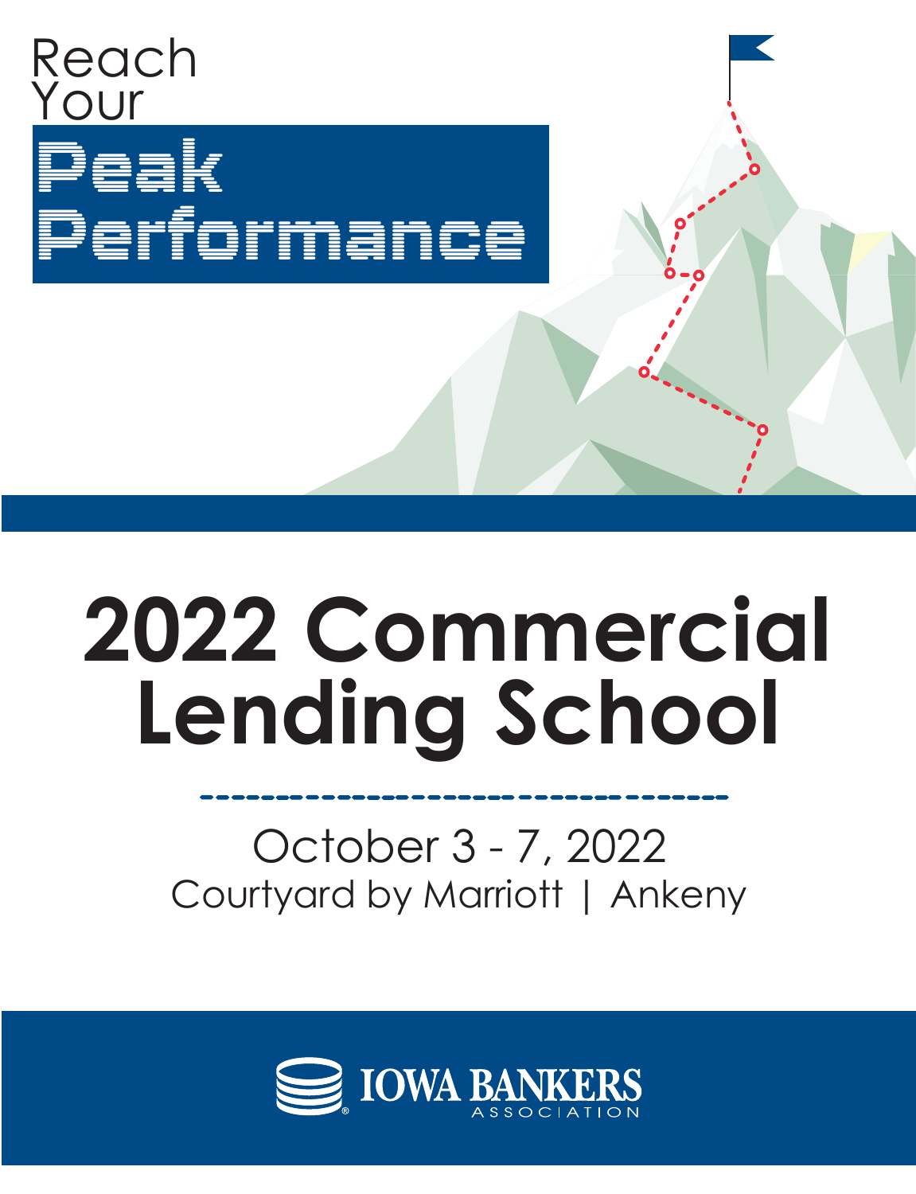Reach Your **Peak Performance**

# 2022 Commercial Lending School

October 3 - 7, 2022

Courtyard by Marriott | Ankeny

IOWA BANKERS ASSOCIATION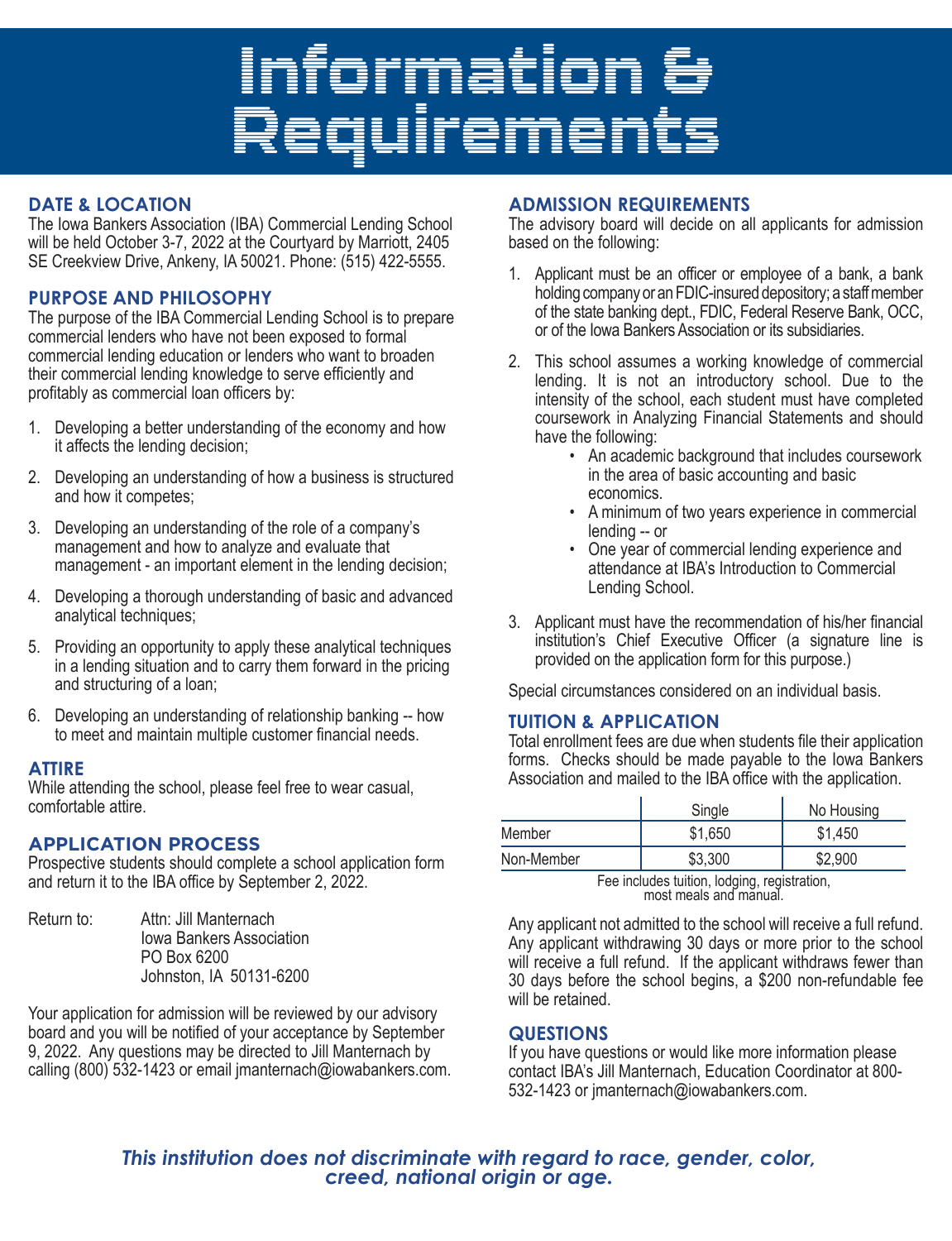# Information & Requirements

## DATE & LOCATION

The Iowa Bankers Association (IBA) Commercial Lending School will be held October 3-7, 2022 at the Courtyard by Marriott, 2405 SE Creekview Drive, Ankeny, IA 50021. Phone: (515) 422-5555.

## PURPOSE AND PHILOSOPHY

The purpose of the IBA Commercial Lending School is to prepare commercial lenders who have not been exposed to formal commercial lending education or lenders who want to broaden their commercial lending knowledge to serve efficiently and profitably as commercial loan officers by:

1. Developing a better understanding of the economy and how it affects the lending decision;
2. Developing an understanding of how a business is structured and how it competes;
3. Developing an understanding of the role of a company's management and how to analyze and evaluate that management - an important element in the lending decision;
4. Developing a thorough understanding of basic and advanced analytical techniques;
5. Providing an opportunity to apply these analytical techniques in a lending situation and to carry them forward in the pricing and structuring of a loan;
6. Developing an understanding of relationship banking -- how to meet and maintain multiple customer financial needs.

## ATTIRE

While attending the school, please feel free to wear casual, comfortable attire.

## APPLICATION PROCESS

Prospective students should complete a school application form and return it to the IBA office by September 2, 2022.

Return to: Attn: Jill Manternach
Iowa Bankers Association
PO Box 6200
Johnston, IA 50131-6200

Your application for admission will be reviewed by our advisory board and you will be notified of your acceptance by September 9, 2022. Any questions may be directed to Jill Manternach by calling (800) 532-1423 or email jmanternach@iowabankers.com.

## ADMISSION REQUIREMENTS

The advisory board will decide on all applicants for admission based on the following:

1. Applicant must be an officer or employee of a bank, a bank holding company or an FDIC-insured depository; a staff member of the state banking dept., FDIC, Federal Reserve Bank, OCC, or of the Iowa Bankers Association or its subsidiaries.
2. This school assumes a working knowledge of commercial lending. It is not an introductory school. Due to the intensity of the school, each student must have completed coursework in Analyzing Financial Statements and should have the following:
   - An academic background that includes coursework in the area of basic accounting and basic economics.
   - A minimum of two years experience in commercial lending -- or
   - One year of commercial lending experience and attendance at IBA's Introduction to Commercial Lending School.
3. Applicant must have the recommendation of his/her financial institution's Chief Executive Officer (a signature line is provided on the application form for this purpose.)

Special circumstances considered on an individual basis.

## TUITION & APPLICATION

Total enrollment fees are due when students file their application forms. Checks should be made payable to the Iowa Bankers Association and mailed to the IBA office with the application.

| | Single | No Housing |
|---|---|---|
| Member | $1,650 | $1,450 |
| Non-Member | $3,300 | $2,900 |

Fee includes tuition, lodging, registration, most meals and manual.

Any applicant not admitted to the school will receive a full refund. Any applicant withdrawing 30 days or more prior to the school will receive a full refund. If the applicant withdraws fewer than 30 days before the school begins, a $200 non-refundable fee will be retained.

## QUESTIONS

If you have questions or would like more information please contact IBA's Jill Manternach, Education Coordinator at 800-532-1423 or jmanternach@iowabankers.com.

***This institution does not discriminate with regard to race, gender, color, creed, national origin or age.***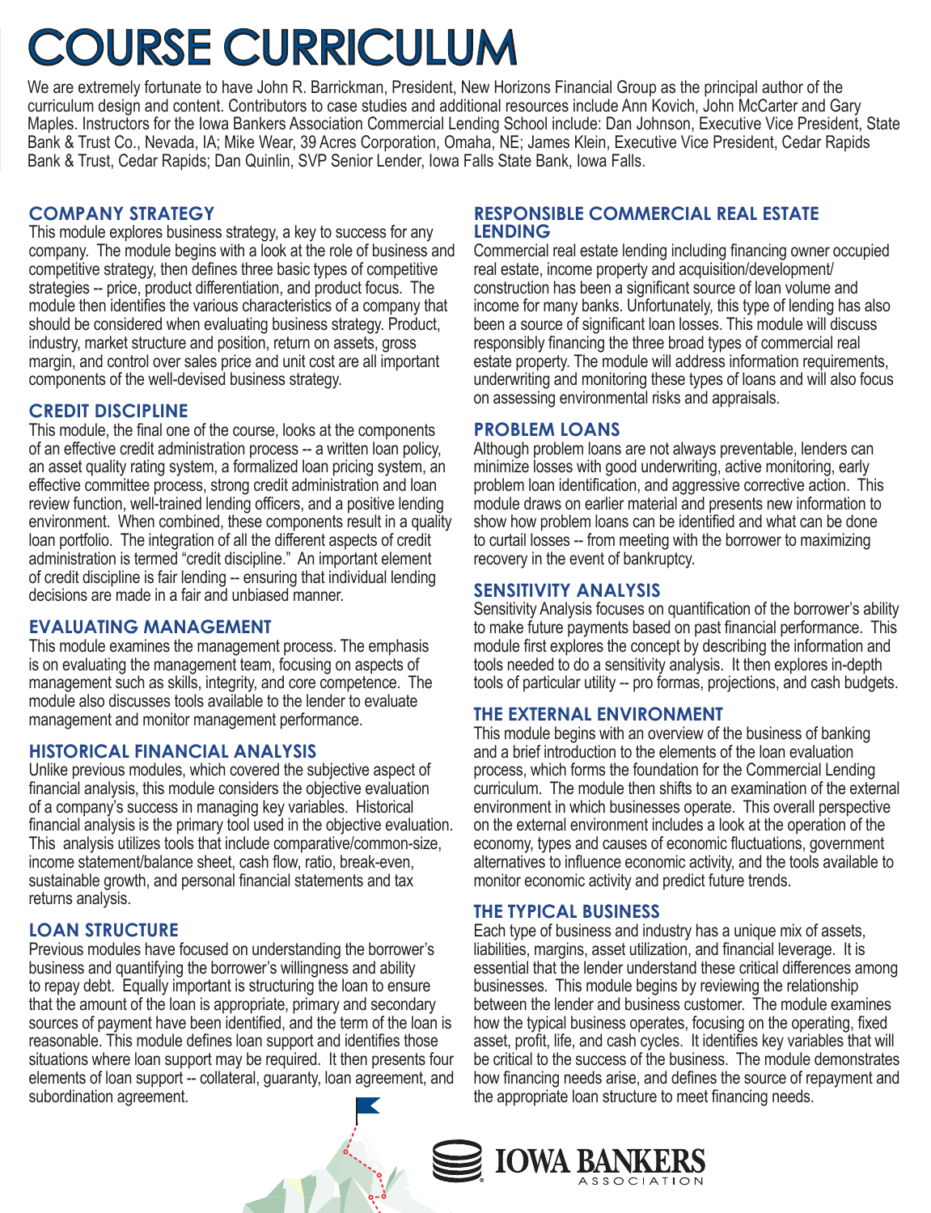# COURSE CURRICULUM

We are extremely fortunate to have John R. Barrickman, President, New Horizons Financial Group as the principal author of the curriculum design and content. Contributors to case studies and additional resources include Ann Kovich, John McCarter and Gary Maples. Instructors for the Iowa Bankers Association Commercial Lending School include: Dan Johnson, Executive Vice President, State Bank & Trust Co., Nevada, IA; Mike Wear, 39 Acres Corporation, Omaha, NE; James Klein, Executive Vice President, Cedar Rapids Bank & Trust, Cedar Rapids; Dan Quinlin, SVP Senior Lender, Iowa Falls State Bank, Iowa Falls.

## COMPANY STRATEGY

This module explores business strategy, a key to success for any company. The module begins with a look at the role of business and competitive strategy, then defines three basic types of competitive strategies -- price, product differentiation, and product focus. The module then identifies the various characteristics of a company that should be considered when evaluating business strategy. Product, industry, market structure and position, return on assets, gross margin, and control over sales price and unit cost are all important components of the well-devised business strategy.

## CREDIT DISCIPLINE

This module, the final one of the course, looks at the components of an effective credit administration process -- a written loan policy, an asset quality rating system, a formalized loan pricing system, an effective committee process, strong credit administration and loan review function, well-trained lending officers, and a positive lending environment. When combined, these components result in a quality loan portfolio. The integration of all the different aspects of credit administration is termed "credit discipline." An important element of credit discipline is fair lending -- ensuring that individual lending decisions are made in a fair and unbiased manner.

## EVALUATING MANAGEMENT

This module examines the management process. The emphasis is on evaluating the management team, focusing on aspects of management such as skills, integrity, and core competence. The module also discusses tools available to the lender to evaluate management and monitor management performance.

## HISTORICAL FINANCIAL ANALYSIS

Unlike previous modules, which covered the subjective aspect of financial analysis, this module considers the objective evaluation of a company's success in managing key variables. Historical financial analysis is the primary tool used in the objective evaluation. This analysis utilizes tools that include comparative/common-size, income statement/balance sheet, cash flow, ratio, break-even, sustainable growth, and personal financial statements and tax returns analysis.

## LOAN STRUCTURE

Previous modules have focused on understanding the borrower's business and quantifying the borrower's willingness and ability to repay debt. Equally important is structuring the loan to ensure that the amount of the loan is appropriate, primary and secondary sources of payment have been identified, and the term of the loan is reasonable. This module defines loan support and identifies those situations where loan support may be required. It then presents four elements of loan support -- collateral, guaranty, loan agreement, and subordination agreement.

## RESPONSIBLE COMMERCIAL REAL ESTATE LENDING

Commercial real estate lending including financing owner occupied real estate, income property and acquisition/development/construction has been a significant source of loan volume and income for many banks. Unfortunately, this type of lending has also been a source of significant loan losses. This module will discuss responsibly financing the three broad types of commercial real estate property. The module will address information requirements, underwriting and monitoring these types of loans and will also focus on assessing environmental risks and appraisals.

## PROBLEM LOANS

Although problem loans are not always preventable, lenders can minimize losses with good underwriting, active monitoring, early problem loan identification, and aggressive corrective action. This module draws on earlier material and presents new information to show how problem loans can be identified and what can be done to curtail losses -- from meeting with the borrower to maximizing recovery in the event of bankruptcy.

## SENSITIVITY ANALYSIS

Sensitivity Analysis focuses on quantification of the borrower's ability to make future payments based on past financial performance. This module first explores the concept by describing the information and tools needed to do a sensitivity analysis. It then explores in-depth tools of particular utility -- pro formas, projections, and cash budgets.

## THE EXTERNAL ENVIRONMENT

This module begins with an overview of the business of banking and a brief introduction to the elements of the loan evaluation process, which forms the foundation for the Commercial Lending curriculum. The module then shifts to an examination of the external environment in which businesses operate. This overall perspective on the external environment includes a look at the operation of the economy, types and causes of economic fluctuations, government alternatives to influence economic activity, and the tools available to monitor economic activity and predict future trends.

## THE TYPICAL BUSINESS

Each type of business and industry has a unique mix of assets, liabilities, margins, asset utilization, and financial leverage. It is essential that the lender understand these critical differences among businesses. This module begins by reviewing the relationship between the lender and business customer. The module examines how the typical business operates, focusing on the operating, fixed asset, profit, life, and cash cycles. It identifies key variables that will be critical to the success of the business. The module demonstrates how financing needs arise, and defines the source of repayment and the appropriate loan structure to meet financing needs.

IOWA BANKERS ASSOCIATION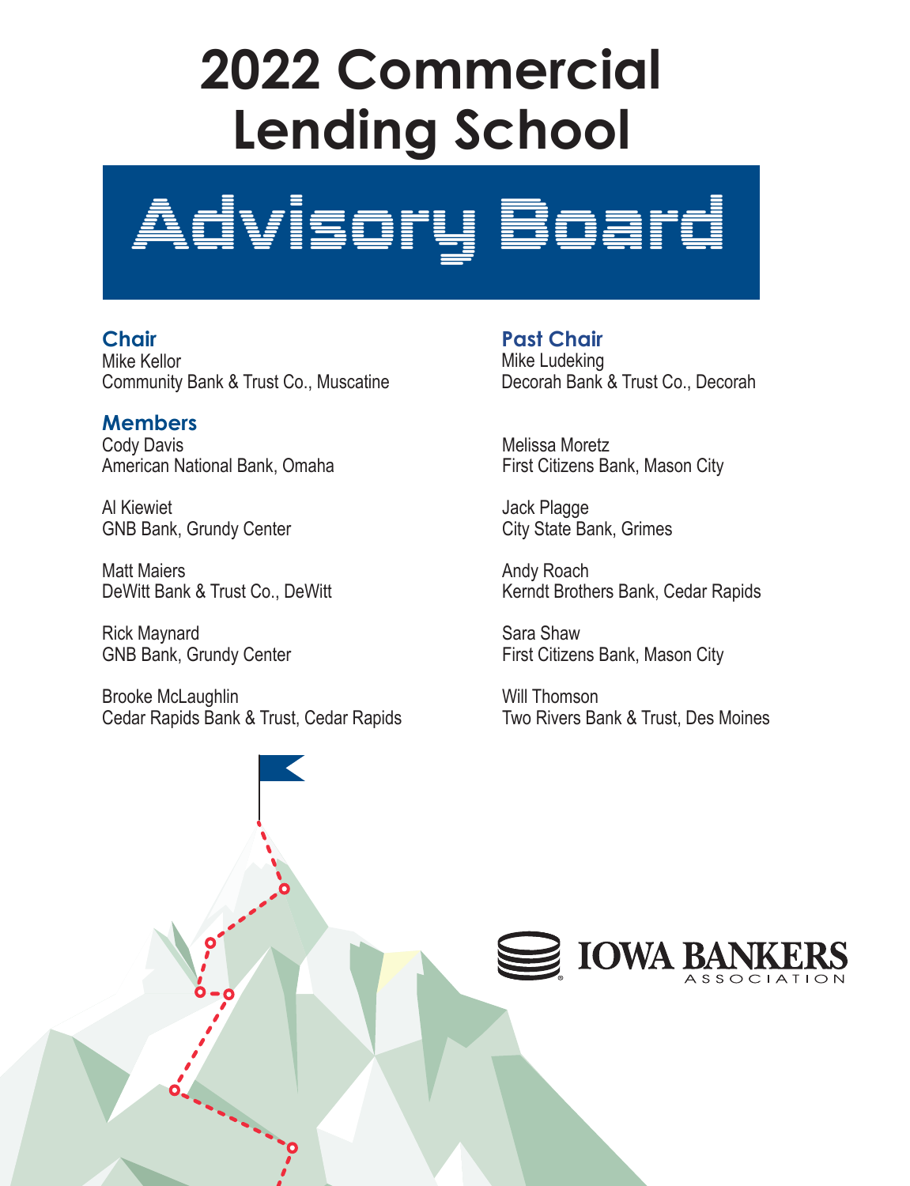# 2022 Commercial Lending School

## Advisory Board

### Chair
Mike Kellor
Community Bank & Trust Co., Muscatine

### Past Chair
Mike Ludeking
Decorah Bank & Trust Co., Decorah

### Members
Cody Davis
American National Bank, Omaha

Al Kiewiet
GNB Bank, Grundy Center

Matt Maiers
DeWitt Bank & Trust Co., DeWitt

Rick Maynard
GNB Bank, Grundy Center

Brooke McLaughlin
Cedar Rapids Bank & Trust, Cedar Rapids

Melissa Moretz
First Citizens Bank, Mason City

Jack Plagge
City State Bank, Grimes

Andy Roach
Kerndt Brothers Bank, Cedar Rapids

Sara Shaw
First Citizens Bank, Mason City

Will Thomson
Two Rivers Bank & Trust, Des Moines

IOWA BANKERS ASSOCIATION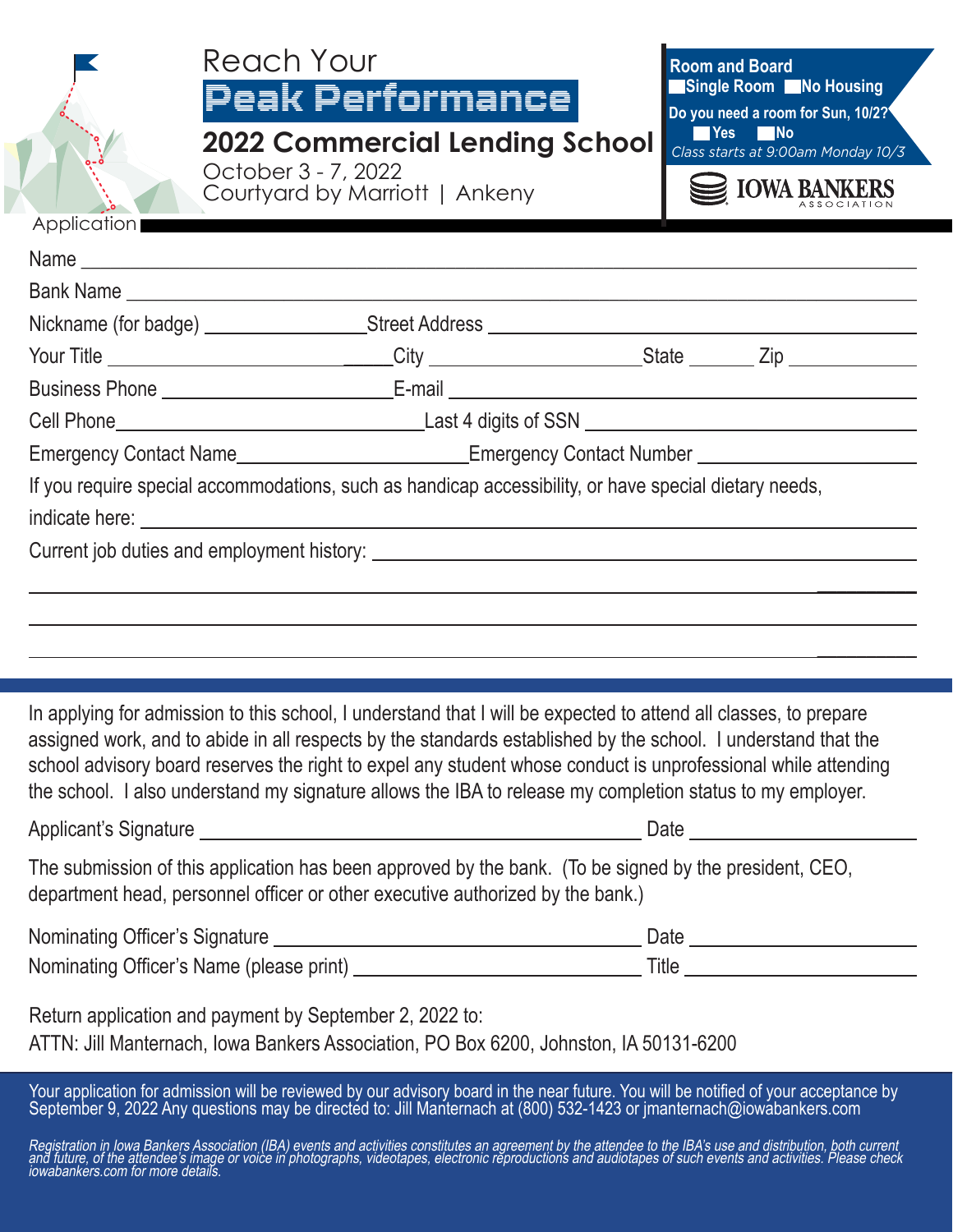Reach Your

# Peak Performance

## 2022 Commercial Lending School

October 3 - 7, 2022
Courtyard by Marriott | Ankeny

**Room and Board**
☐ Single Room ☐ No Housing

**Do you need a room for Sun, 10/2?**
☐ Yes ☐ No

*Class starts at 9:00am Monday 10/3*

IOWA BANKERS ASSOCIATION

### Application

Name ____________________________________________

Bank Name ____________________________________________

Nickname (for badge) ______________ Street Address ______________________

Your Title ______________ City ______________ State ______ Zip ______________

Business Phone ______________ E-mail ______________________

Cell Phone ______________ Last 4 digits of SSN ______________________

Emergency Contact Name ______________ Emergency Contact Number ______________

If you require special accommodations, such as handicap accessibility, or have special dietary needs, indicate here: ______________________

Current job duties and employment history: ______________________

____________________________________________

____________________________________________

____________________________________________

In applying for admission to this school, I understand that I will be expected to attend all classes, to prepare assigned work, and to abide in all respects by the standards established by the school. I understand that the school advisory board reserves the right to expel any student whose conduct is unprofessional while attending the school. I also understand my signature allows the IBA to release my completion status to my employer.

Applicant's Signature ______________________ Date ______________

The submission of this application has been approved by the bank. (To be signed by the president, CEO, department head, personnel officer or other executive authorized by the bank.)

Nominating Officer's Signature ______________________ Date ______________

Nominating Officer's Name (please print) ______________________ Title ______________

Return application and payment by September 2, 2022 to:
ATTN: Jill Manternach, Iowa Bankers Association, PO Box 6200, Johnston, IA 50131-6200

Your application for admission will be reviewed by our advisory board in the near future. You will be notified of your acceptance by September 9, 2022 Any questions may be directed to: Jill Manternach at (800) 532-1423 or jmanternach@iowabankers.com

*Registration in Iowa Bankers Association (IBA) events and activities constitutes an agreement by the attendee to the IBA's use and distribution, both current and future, of the attendee's image or voice in photographs, videotapes, electronic reproductions and audiotapes of such events and activities. Please check iowabankers.com for more details.*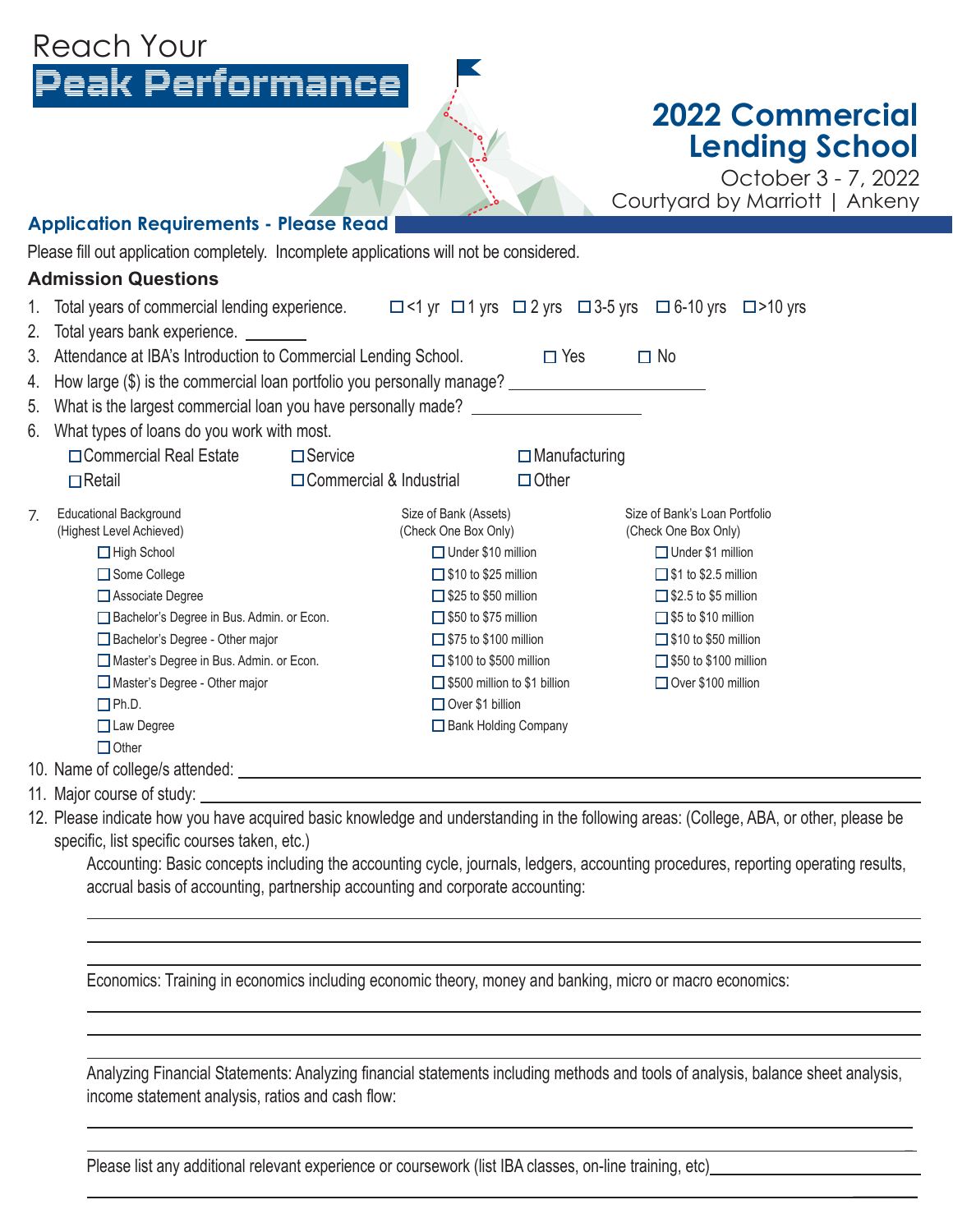Reach Your

# Peak Performance

## 2022 Commercial Lending School

October 3 - 7, 2022

Courtyard by Marriott | Ankeny

### Application Requirements - Please Read

Please fill out application completely. Incomplete applications will not be considered.

### Admission Questions

1. Total years of commercial lending experience. ☐ <1 yr ☐ 1 yrs ☐ 2 yrs ☐ 3-5 yrs ☐ 6-10 yrs ☐ >10 yrs
2. Total years bank experience. _______
3. Attendance at IBA's Introduction to Commercial Lending School. ☐ Yes ☐ No
4. How large ($) is the commercial loan portfolio you personally manage? ____________________
5. What is the largest commercial loan you have personally made? ____________________
6. What types of loans do you work with most.
   - ☐ Commercial Real Estate ☐ Service ☐ Manufacturing
   - ☐ Retail ☐ Commercial & Industrial ☐ Other
7. 

| Educational Background (Highest Level Achieved) | Size of Bank (Assets) (Check One Box Only) | Size of Bank's Loan Portfolio (Check One Box Only) |
|---|---|---|
| ☐ High School | ☐ Under $10 million | ☐ Under $1 million |
| ☐ Some College | ☐ $10 to $25 million | ☐ $1 to $2.5 million |
| ☐ Associate Degree | ☐ $25 to $50 million | ☐ $2.5 to $5 million |
| ☐ Bachelor's Degree in Bus. Admin. or Econ. | ☐ $50 to $75 million | ☐ $5 to $10 million |
| ☐ Bachelor's Degree - Other major | ☐ $75 to $100 million | ☐ $10 to $50 million |
| ☐ Master's Degree in Bus. Admin. or Econ. | ☐ $100 to $500 million | ☐ $50 to $100 million |
| ☐ Master's Degree - Other major | ☐ $500 million to $1 billion | ☐ Over $100 million |
| ☐ Ph.D. | ☐ Over $1 billion | |
| ☐ Law Degree | ☐ Bank Holding Company | |
| ☐ Other | | |

10. Name of college/s attended: ____________________
11. Major course of study: ____________________
12. Please indicate how you have acquired basic knowledge and understanding in the following areas: (College, ABA, or other, please be specific, list specific courses taken, etc.)

    Accounting: Basic concepts including the accounting cycle, journals, ledgers, accounting procedures, reporting operating results, accrual basis of accounting, partnership accounting and corporate accounting:

    ____________________

    Economics: Training in economics including economic theory, money and banking, micro or macro economics:

    ____________________

    Analyzing Financial Statements: Analyzing financial statements including methods and tools of analysis, balance sheet analysis, income statement analysis, ratios and cash flow:

    ____________________

    Please list any additional relevant experience or coursework (list IBA classes, on-line training, etc) ____________________